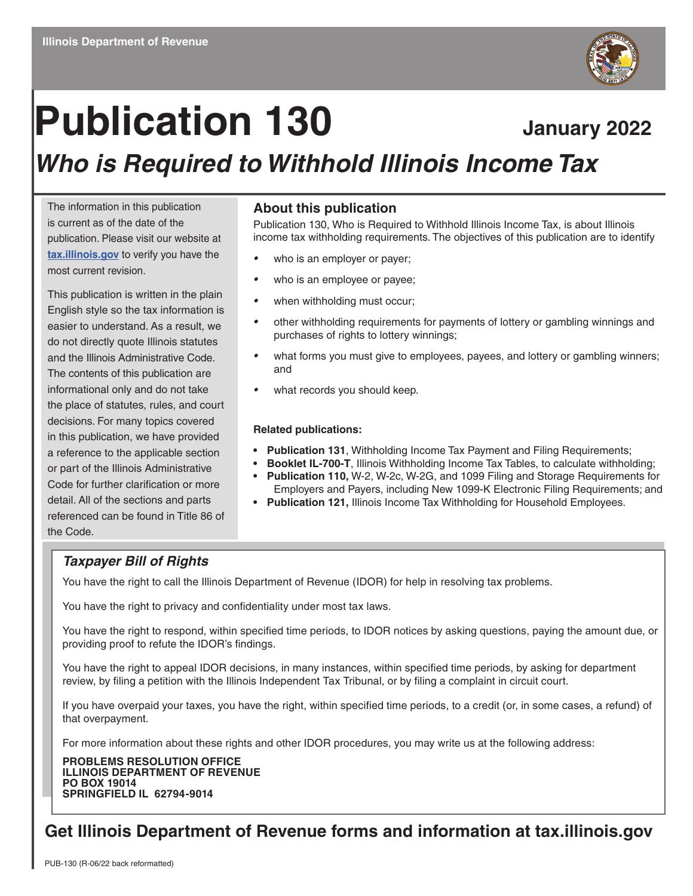Illinois Department of Revenue

# Publication 130

January 2022

## *Who is Required to Withhold Illinois Income Tax*

The information in this publication is current as of the date of the publication. Please visit our website at **tax.illinois.gov** to verify you have the most current revision.

This publication is written in the plain English style so the tax information is easier to understand. As a result, we do not directly quote Illinois statutes and the Illinois Administrative Code. The contents of this publication are informational only and do not take the place of statutes, rules, and court decisions. For many topics covered in this publication, we have provided a reference to the applicable section or part of the Illinois Administrative Code for further clarification or more detail. All of the sections and parts referenced can be found in Title 86 of the Code.

### About this publication

Publication 130, Who is Required to Withhold Illinois Income Tax, is about Illinois income tax withholding requirements. The objectives of this publication are to identify

- who is an employer or payer;
- who is an employee or payee;
- when withholding must occur;
- other withholding requirements for payments of lottery or gambling winnings and purchases of rights to lottery winnings;
- what forms you must give to employees, payees, and lottery or gambling winners; and
- what records you should keep.

**Related publications:**

- **Publication 131**, Withholding Income Tax Payment and Filing Requirements;
- **Booklet IL-700-T**, Illinois Withholding Income Tax Tables, to calculate withholding;
- **Publication 110,** W-2, W-2c, W-2G, and 1099 Filing and Storage Requirements for Employers and Payers, including New 1099-K Electronic Filing Requirements; and
- **Publication 121,** Illinois Income Tax Withholding for Household Employees.

### *Taxpayer Bill of Rights*

You have the right to call the Illinois Department of Revenue (IDOR) for help in resolving tax problems.

You have the right to privacy and confidentiality under most tax laws.

You have the right to respond, within specified time periods, to IDOR notices by asking questions, paying the amount due, or providing proof to refute the IDOR's findings.

You have the right to appeal IDOR decisions, in many instances, within specified time periods, by asking for department review, by filing a petition with the Illinois Independent Tax Tribunal, or by filing a complaint in circuit court.

If you have overpaid your taxes, you have the right, within specified time periods, to a credit (or, in some cases, a refund) of that overpayment.

For more information about these rights and other IDOR procedures, you may write us at the following address:

**PROBLEMS RESOLUTION OFFICE**
**ILLINOIS DEPARTMENT OF REVENUE**
**PO BOX 19014**
**SPRINGFIELD IL 62794-9014**

## Get Illinois Department of Revenue forms and information at tax.illinois.gov

PUB-130 (R-06/22 back reformatted)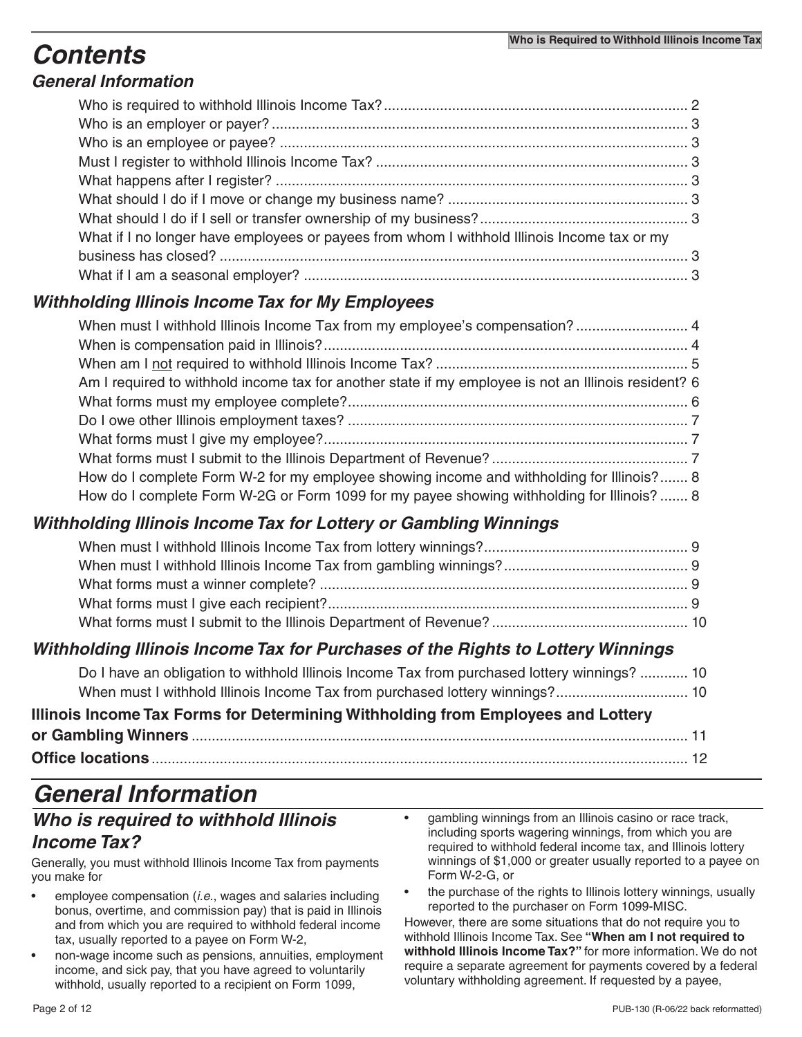# Contents

## General Information

- Who is required to withhold Illinois Income Tax? ... 2
- Who is an employer or payer? ... 3
- Who is an employee or payee? ... 3
- Must I register to withhold Illinois Income Tax? ... 3
- What happens after I register? ... 3
- What should I do if I move or change my business name? ... 3
- What should I do if I sell or transfer ownership of my business? ... 3
- What if I no longer have employees or payees from whom I withhold Illinois Income tax or my business has closed? ... 3
- What if I am a seasonal employer? ... 3

## Withholding Illinois Income Tax for My Employees

- When must I withhold Illinois Income Tax from my employee's compensation? ... 4
- When is compensation paid in Illinois? ... 4
- When am I not required to withhold Illinois Income Tax? ... 5
- Am I required to withhold income tax for another state if my employee is not an Illinois resident? 6
- What forms must my employee complete? ... 6
- Do I owe other Illinois employment taxes? ... 7
- What forms must I give my employee? ... 7
- What forms must I submit to the Illinois Department of Revenue? ... 7
- How do I complete Form W-2 for my employee showing income and withholding for Illinois? ... 8
- How do I complete Form W-2G or Form 1099 for my payee showing withholding for Illinois? ... 8

## Withholding Illinois Income Tax for Lottery or Gambling Winnings

- When must I withhold Illinois Income Tax from lottery winnings? ... 9
- When must I withhold Illinois Income Tax from gambling winnings? ... 9
- What forms must a winner complete? ... 9
- What forms must I give each recipient? ... 9
- What forms must I submit to the Illinois Department of Revenue? ... 10

## Withholding Illinois Income Tax for Purchases of the Rights to Lottery Winnings

- Do I have an obligation to withhold Illinois Income Tax from purchased lottery winnings? ... 10
- When must I withhold Illinois Income Tax from purchased lottery winnings? ... 10

**Illinois Income Tax Forms for Determining Withholding from Employees and Lottery or Gambling Winners** ... 11

**Office locations** ... 12

# General Information

## Who is required to withhold Illinois Income Tax?

Generally, you must withhold Illinois Income Tax from payments you make for

- employee compensation (*i.e.*, wages and salaries including bonus, overtime, and commission pay) that is paid in Illinois and from which you are required to withhold federal income tax, usually reported to a payee on Form W-2,
- non-wage income such as pensions, annuities, employment income, and sick pay, that you have agreed to voluntarily withhold, usually reported to a recipient on Form 1099,
- gambling winnings from an Illinois casino or race track, including sports wagering winnings, from which you are required to withhold federal income tax, and Illinois lottery winnings of $1,000 or greater usually reported to a payee on Form W-2-G, or
- the purchase of the rights to Illinois lottery winnings, usually reported to the purchaser on Form 1099-MISC.

However, there are some situations that do not require you to withhold Illinois Income Tax. See **"When am I not required to withhold Illinois Income Tax?"** for more information. We do not require a separate agreement for payments covered by a federal voluntary withholding agreement. If requested by a payee,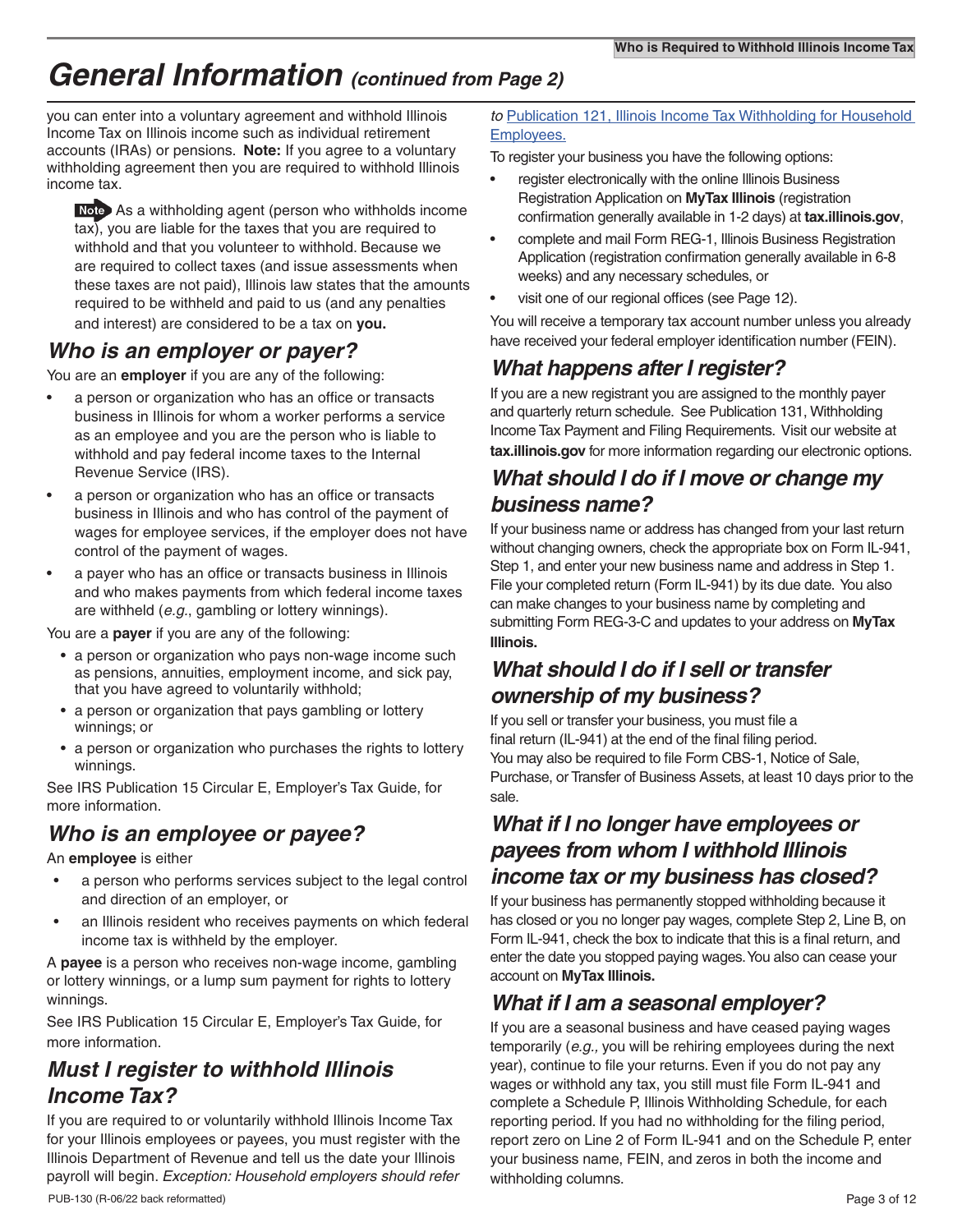# General Information *(continued from Page 2)*

you can enter into a voluntary agreement and withhold Illinois Income Tax on Illinois income such as individual retirement accounts (IRAs) or pensions. **Note:** If you agree to a voluntary withholding agreement then you are required to withhold Illinois income tax.

> **Note** As a withholding agent (person who withholds income tax), you are liable for the taxes that you are required to withhold and that you volunteer to withhold. Because we are required to collect taxes (and issue assessments when these taxes are not paid), Illinois law states that the amounts required to be withheld and paid to us (and any penalties and interest) are considered to be a tax on **you.**

## *Who is an employer or payer?*

You are an **employer** if you are any of the following:

- a person or organization who has an office or transacts business in Illinois for whom a worker performs a service as an employee and you are the person who is liable to withhold and pay federal income taxes to the Internal Revenue Service (IRS).
- a person or organization who has an office or transacts business in Illinois and who has control of the payment of wages for employee services, if the employer does not have control of the payment of wages.
- a payer who has an office or transacts business in Illinois and who makes payments from which federal income taxes are withheld (*e.g.*, gambling or lottery winnings).

You are a **payer** if you are any of the following:

- a person or organization who pays non-wage income such as pensions, annuities, employment income, and sick pay, that you have agreed to voluntarily withhold;
- a person or organization that pays gambling or lottery winnings; or
- a person or organization who purchases the rights to lottery winnings.

See IRS Publication 15 Circular E, Employer's Tax Guide, for more information.

## *Who is an employee or payee?*

An **employee** is either

- a person who performs services subject to the legal control and direction of an employer, or
- an Illinois resident who receives payments on which federal income tax is withheld by the employer.

A **payee** is a person who receives non-wage income, gambling or lottery winnings, or a lump sum payment for rights to lottery winnings.

See IRS Publication 15 Circular E, Employer's Tax Guide, for more information.

## *Must I register to withhold Illinois Income Tax?*

If you are required to or voluntarily withhold Illinois Income Tax for your Illinois employees or payees, you must register with the Illinois Department of Revenue and tell us the date your Illinois payroll will begin. *Exception: Household employers should refer to* Publication 121, Illinois Income Tax Withholding for Household Employees.

To register your business you have the following options:

- register electronically with the online Illinois Business Registration Application on **MyTax Illinois** (registration confirmation generally available in 1-2 days) at **tax.illinois.gov**,
- complete and mail Form REG-1, Illinois Business Registration Application (registration confirmation generally available in 6-8 weeks) and any necessary schedules, or
- visit one of our regional offices (see Page 12).

You will receive a temporary tax account number unless you already have received your federal employer identification number (FEIN).

## *What happens after I register?*

If you are a new registrant you are assigned to the monthly payer and quarterly return schedule. See Publication 131, Withholding Income Tax Payment and Filing Requirements. Visit our website at **tax.illinois.gov** for more information regarding our electronic options.

## *What should I do if I move or change my business name?*

If your business name or address has changed from your last return without changing owners, check the appropriate box on Form IL-941, Step 1, and enter your new business name and address in Step 1. File your completed return (Form IL-941) by its due date. You also can make changes to your business name by completing and submitting Form REG-3-C and updates to your address on **MyTax Illinois.**

## *What should I do if I sell or transfer ownership of my business?*

If you sell or transfer your business, you must file a final return (IL-941) at the end of the final filing period. You may also be required to file Form CBS-1, Notice of Sale, Purchase, or Transfer of Business Assets, at least 10 days prior to the sale.

## *What if I no longer have employees or payees from whom I withhold Illinois income tax or my business has closed?*

If your business has permanently stopped withholding because it has closed or you no longer pay wages, complete Step 2, Line B, on Form IL-941, check the box to indicate that this is a final return, and enter the date you stopped paying wages. You also can cease your account on **MyTax Illinois.**

## *What if I am a seasonal employer?*

If you are a seasonal business and have ceased paying wages temporarily (*e.g.,* you will be rehiring employees during the next year), continue to file your returns. Even if you do not pay any wages or withhold any tax, you still must file Form IL-941 and complete a Schedule P, Illinois Withholding Schedule, for each reporting period. If you had no withholding for the filing period, report zero on Line 2 of Form IL-941 and on the Schedule P, enter your business name, FEIN, and zeros in both the income and withholding columns.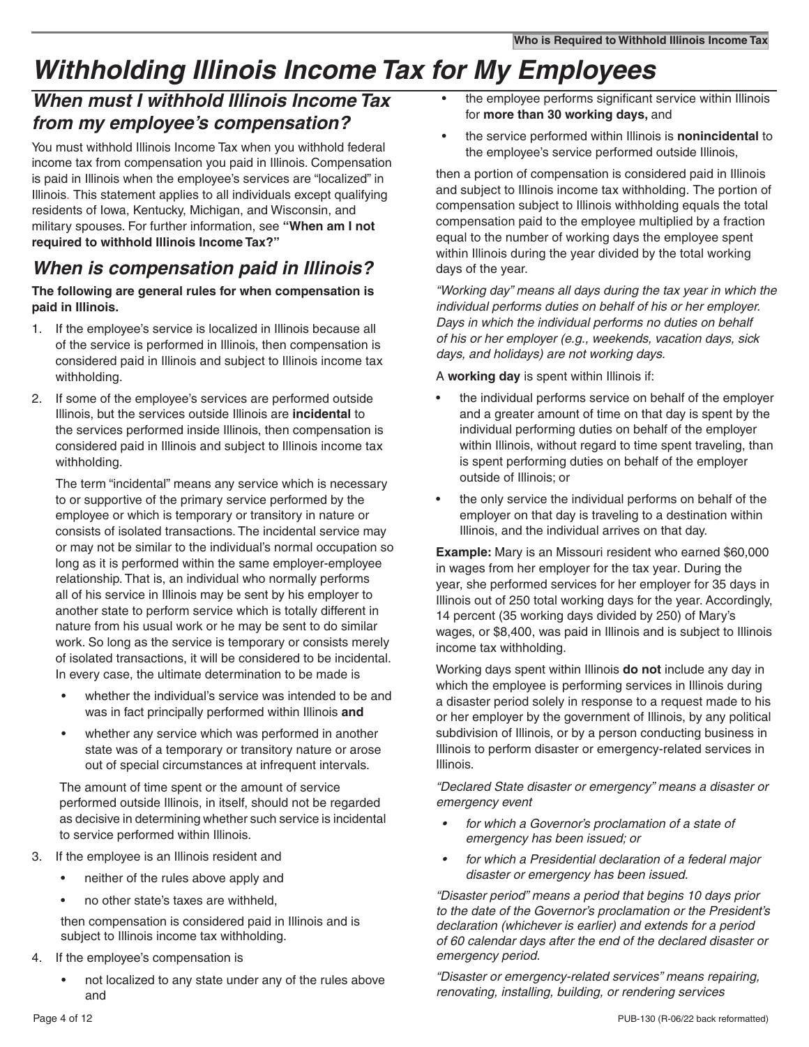# Withholding Illinois Income Tax for My Employees

## When must I withhold Illinois Income Tax from my employee's compensation?

You must withhold Illinois Income Tax when you withhold federal income tax from compensation you paid in Illinois. Compensation is paid in Illinois when the employee's services are "localized" in Illinois. This statement applies to all individuals except qualifying residents of Iowa, Kentucky, Michigan, and Wisconsin, and military spouses. For further information, see **"When am I not required to withhold Illinois Income Tax?"**

## When is compensation paid in Illinois?

**The following are general rules for when compensation is paid in Illinois.**

1. If the employee's service is localized in Illinois because all of the service is performed in Illinois, then compensation is considered paid in Illinois and subject to Illinois income tax withholding.
2. If some of the employee's services are performed outside Illinois, but the services outside Illinois are **incidental** to the services performed inside Illinois, then compensation is considered paid in Illinois and subject to Illinois income tax withholding.

   The term "incidental" means any service which is necessary to or supportive of the primary service performed by the employee or which is temporary or transitory in nature or consists of isolated transactions. The incidental service may or may not be similar to the individual's normal occupation so long as it is performed within the same employer-employee relationship. That is, an individual who normally performs all of his service in Illinois may be sent by his employer to another state to perform service which is totally different in nature from his usual work or he may be sent to do similar work. So long as the service is temporary or consists merely of isolated transactions, it will be considered to be incidental. In every case, the ultimate determination to be made is

   - whether the individual's service was intended to be and was in fact principally performed within Illinois **and**
   - whether any service which was performed in another state was of a temporary or transitory nature or arose out of special circumstances at infrequent intervals.

   The amount of time spent or the amount of service performed outside Illinois, in itself, should not be regarded as decisive in determining whether such service is incidental to service performed within Illinois.

3. If the employee is an Illinois resident and
   - neither of the rules above apply and
   - no other state's taxes are withheld,

   then compensation is considered paid in Illinois and is subject to Illinois income tax withholding.

4. If the employee's compensation is
   - not localized to any state under any of the rules above and
   - the employee performs significant service within Illinois for **more than 30 working days,** and
   - the service performed within Illinois is **nonincidental** to the employee's service performed outside Illinois,

   then a portion of compensation is considered paid in Illinois and subject to Illinois income tax withholding. The portion of compensation subject to Illinois withholding equals the total compensation paid to the employee multiplied by a fraction equal to the number of working days the employee spent within Illinois during the year divided by the total working days of the year.

*"Working day" means all days during the tax year in which the individual performs duties on behalf of his or her employer. Days in which the individual performs no duties on behalf of his or her employer (e.g., weekends, vacation days, sick days, and holidays) are not working days.*

A **working day** is spent within Illinois if:

- the individual performs service on behalf of the employer and a greater amount of time on that day is spent by the individual performing duties on behalf of the employer within Illinois, without regard to time spent traveling, than is spent performing duties on behalf of the employer outside of Illinois; or
- the only service the individual performs on behalf of the employer on that day is traveling to a destination within Illinois, and the individual arrives on that day.

**Example:** Mary is an Missouri resident who earned $60,000 in wages from her employer for the tax year. During the year, she performed services for her employer for 35 days in Illinois out of 250 total working days for the year. Accordingly, 14 percent (35 working days divided by 250) of Mary's wages, or $8,400, was paid in Illinois and is subject to Illinois income tax withholding.

Working days spent within Illinois **do not** include any day in which the employee is performing services in Illinois during a disaster period solely in response to a request made to his or her employer by the government of Illinois, by any political subdivision of Illinois, or by a person conducting business in Illinois to perform disaster or emergency-related services in Illinois.

*"Declared State disaster or emergency" means a disaster or emergency event*

- *for which a Governor's proclamation of a state of emergency has been issued; or*
- *for which a Presidential declaration of a federal major disaster or emergency has been issued.*

*"Disaster period" means a period that begins 10 days prior to the date of the Governor's proclamation or the President's declaration (whichever is earlier) and extends for a period of 60 calendar days after the end of the declared disaster or emergency period.*

*"Disaster or emergency-related services" means repairing, renovating, installing, building, or rendering services*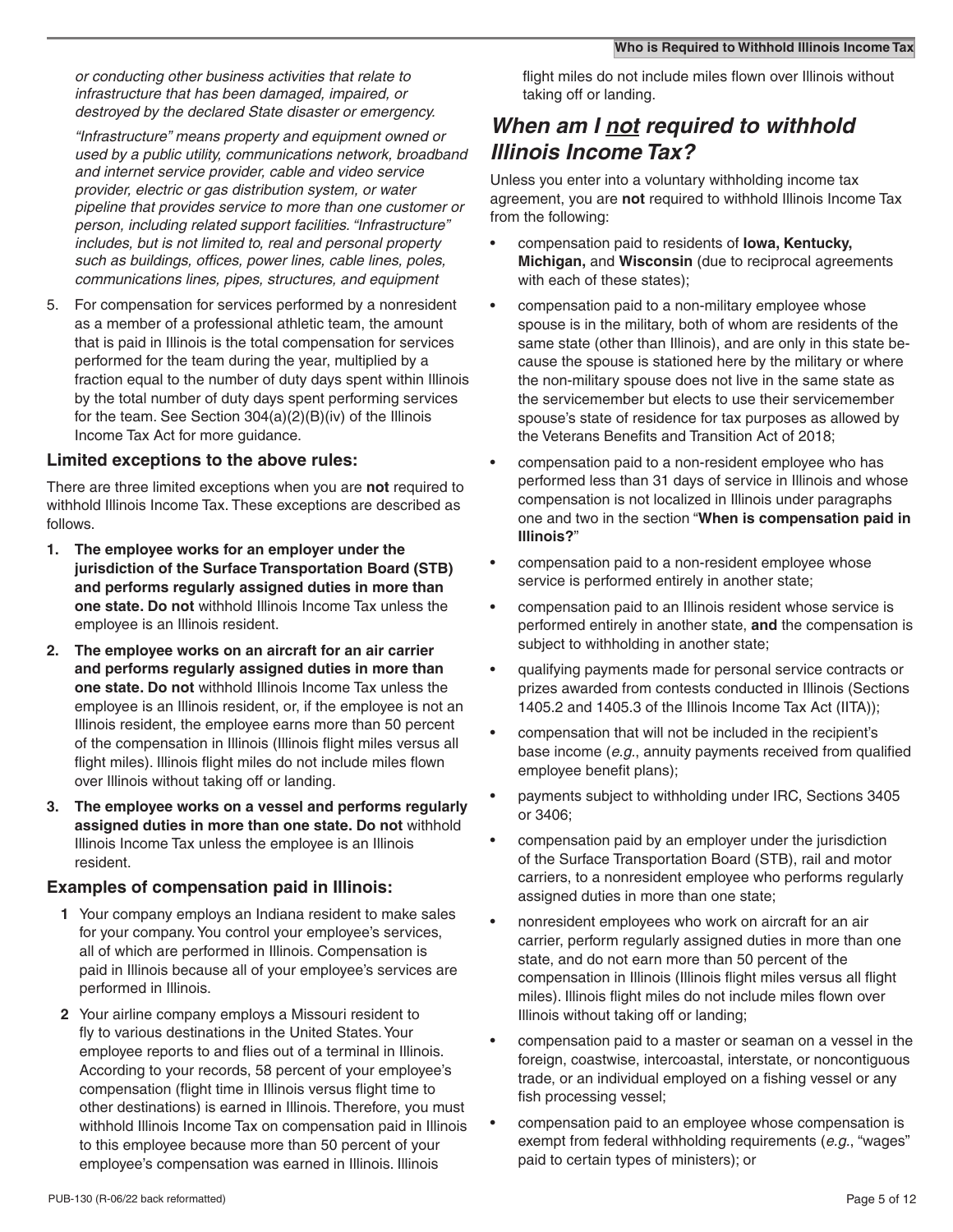*or conducting other business activities that relate to infrastructure that has been damaged, impaired, or destroyed by the declared State disaster or emergency.*

*"Infrastructure" means property and equipment owned or used by a public utility, communications network, broadband and internet service provider, cable and video service provider, electric or gas distribution system, or water pipeline that provides service to more than one customer or person, including related support facilities. "Infrastructure" includes, but is not limited to, real and personal property such as buildings, offices, power lines, cable lines, poles, communications lines, pipes, structures, and equipment*

5. For compensation for services performed by a nonresident as a member of a professional athletic team, the amount that is paid in Illinois is the total compensation for services performed for the team during the year, multiplied by a fraction equal to the number of duty days spent within Illinois by the total number of duty days spent performing services for the team. See Section 304(a)(2)(B)(iv) of the Illinois Income Tax Act for more guidance.

### Limited exceptions to the above rules:

There are three limited exceptions when you are **not** required to withhold Illinois Income Tax. These exceptions are described as follows.

1. **The employee works for an employer under the jurisdiction of the Surface Transportation Board (STB) and performs regularly assigned duties in more than one state. Do not** withhold Illinois Income Tax unless the employee is an Illinois resident.
2. **The employee works on an aircraft for an air carrier and performs regularly assigned duties in more than one state. Do not** withhold Illinois Income Tax unless the employee is an Illinois resident, or, if the employee is not an Illinois resident, the employee earns more than 50 percent of the compensation in Illinois (Illinois flight miles versus all flight miles). Illinois flight miles do not include miles flown over Illinois without taking off or landing.
3. **The employee works on a vessel and performs regularly assigned duties in more than one state. Do not** withhold Illinois Income Tax unless the employee is an Illinois resident.

### Examples of compensation paid in Illinois:

**1** Your company employs an Indiana resident to make sales for your company. You control your employee's services, all of which are performed in Illinois. Compensation is paid in Illinois because all of your employee's services are performed in Illinois.

**2** Your airline company employs a Missouri resident to fly to various destinations in the United States. Your employee reports to and flies out of a terminal in Illinois. According to your records, 58 percent of your employee's compensation (flight time in Illinois versus flight time to other destinations) is earned in Illinois. Therefore, you must withhold Illinois Income Tax on compensation paid in Illinois to this employee because more than 50 percent of your employee's compensation was earned in Illinois. Illinois flight miles do not include miles flown over Illinois without taking off or landing.

## *When am I not required to withhold Illinois Income Tax?*

Unless you enter into a voluntary withholding income tax agreement, you are **not** required to withhold Illinois Income Tax from the following:

- compensation paid to residents of **Iowa, Kentucky, Michigan,** and **Wisconsin** (due to reciprocal agreements with each of these states);
- compensation paid to a non-military employee whose spouse is in the military, both of whom are residents of the same state (other than Illinois), and are only in this state because the spouse is stationed here by the military or where the non-military spouse does not live in the same state as the servicemember but elects to use their servicemember spouse's state of residence for tax purposes as allowed by the Veterans Benefits and Transition Act of 2018;
- compensation paid to a non-resident employee who has performed less than 31 days of service in Illinois and whose compensation is not localized in Illinois under paragraphs one and two in the section "**When is compensation paid in Illinois?**"
- compensation paid to a non-resident employee whose service is performed entirely in another state;
- compensation paid to an Illinois resident whose service is performed entirely in another state, **and** the compensation is subject to withholding in another state;
- qualifying payments made for personal service contracts or prizes awarded from contests conducted in Illinois (Sections 1405.2 and 1405.3 of the Illinois Income Tax Act (IITA));
- compensation that will not be included in the recipient's base income (*e.g.*, annuity payments received from qualified employee benefit plans);
- payments subject to withholding under IRC, Sections 3405 or 3406;
- compensation paid by an employer under the jurisdiction of the Surface Transportation Board (STB), rail and motor carriers, to a nonresident employee who performs regularly assigned duties in more than one state;
- nonresident employees who work on aircraft for an air carrier, perform regularly assigned duties in more than one state, and do not earn more than 50 percent of the compensation in Illinois (Illinois flight miles versus all flight miles). Illinois flight miles do not include miles flown over Illinois without taking off or landing;
- compensation paid to a master or seaman on a vessel in the foreign, coastwise, intercoastal, interstate, or noncontiguous trade, or an individual employed on a fishing vessel or any fish processing vessel;
- compensation paid to an employee whose compensation is exempt from federal withholding requirements (*e.g.*, "wages" paid to certain types of ministers); or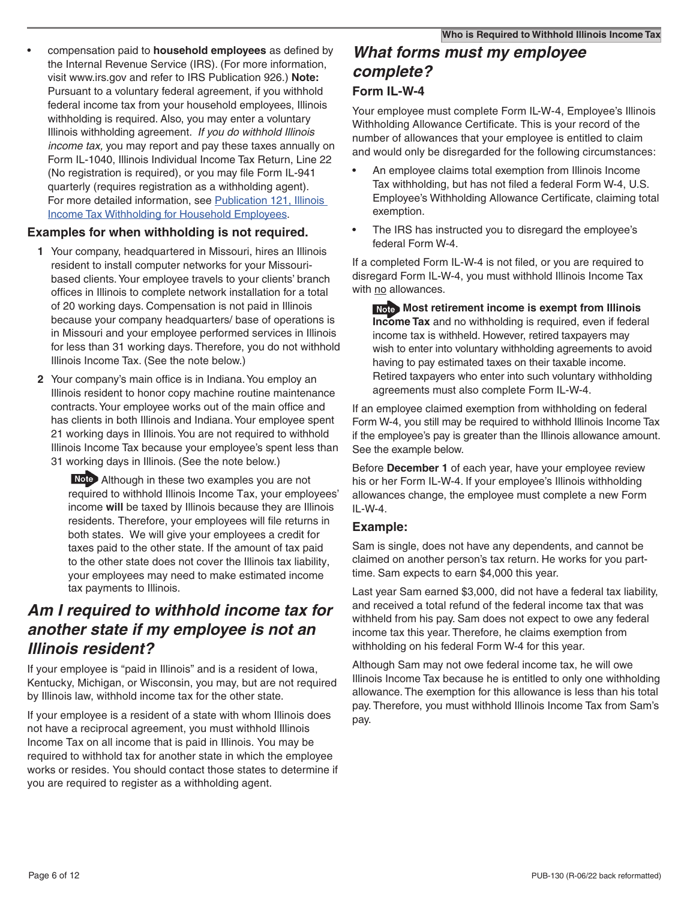- compensation paid to **household employees** as defined by the Internal Revenue Service (IRS). (For more information, visit www.irs.gov and refer to IRS Publication 926.) **Note:** Pursuant to a voluntary federal agreement, if you withhold federal income tax from your household employees, Illinois withholding is required. Also, you may enter a voluntary Illinois withholding agreement. *If you do withhold Illinois income tax,* you may report and pay these taxes annually on Form IL-1040, Illinois Individual Income Tax Return, Line 22 (No registration is required), or you may file Form IL-941 quarterly (requires registration as a withholding agent). For more detailed information, see Publication 121, Illinois Income Tax Withholding for Household Employees.

### Examples for when withholding is not required.

1. Your company, headquartered in Missouri, hires an Illinois resident to install computer networks for your Missouri-based clients. Your employee travels to your clients' branch offices in Illinois to complete network installation for a total of 20 working days. Compensation is not paid in Illinois because your company headquarters/ base of operations is in Missouri and your employee performed services in Illinois for less than 31 working days. Therefore, you do not withhold Illinois Income Tax. (See the note below.)
2. Your company's main office is in Indiana. You employ an Illinois resident to honor copy machine routine maintenance contracts. Your employee works out of the main office and has clients in both Illinois and Indiana. Your employee spent 21 working days in Illinois. You are not required to withhold Illinois Income Tax because your employee's spent less than 31 working days in Illinois. (See the note below.)

> **Note** Although in these two examples you are not required to withhold Illinois Income Tax, your employees' income **will** be taxed by Illinois because they are Illinois residents. Therefore, your employees will file returns in both states. We will give your employees a credit for taxes paid to the other state. If the amount of tax paid to the other state does not cover the Illinois tax liability, your employees may need to make estimated income tax payments to Illinois.

## *Am I required to withhold income tax for another state if my employee is not an Illinois resident?*

If your employee is "paid in Illinois" and is a resident of Iowa, Kentucky, Michigan, or Wisconsin, you may, but are not required by Illinois law, withhold income tax for the other state.

If your employee is a resident of a state with whom Illinois does not have a reciprocal agreement, you must withhold Illinois Income Tax on all income that is paid in Illinois. You may be required to withhold tax for another state in which the employee works or resides. You should contact those states to determine if you are required to register as a withholding agent.

## *What forms must my employee complete?*

### Form IL-W-4

Your employee must complete Form IL-W-4, Employee's Illinois Withholding Allowance Certificate. This is your record of the number of allowances that your employee is entitled to claim and would only be disregarded for the following circumstances:

- An employee claims total exemption from Illinois Income Tax withholding, but has not filed a federal Form W-4, U.S. Employee's Withholding Allowance Certificate, claiming total exemption.
- The IRS has instructed you to disregard the employee's federal Form W-4.

If a completed Form IL-W-4 is not filed, or you are required to disregard Form IL-W-4, you must withhold Illinois Income Tax with no allowances.

> **Note** **Most retirement income is exempt from Illinois Income Tax** and no withholding is required, even if federal income tax is withheld. However, retired taxpayers may wish to enter into voluntary withholding agreements to avoid having to pay estimated taxes on their taxable income. Retired taxpayers who enter into such voluntary withholding agreements must also complete Form IL-W-4.

If an employee claimed exemption from withholding on federal Form W-4, you still may be required to withhold Illinois Income Tax if the employee's pay is greater than the Illinois allowance amount. See the example below.

Before **December 1** of each year, have your employee review his or her Form IL-W-4. If your employee's Illinois withholding allowances change, the employee must complete a new Form IL-W-4.

### Example:

Sam is single, does not have any dependents, and cannot be claimed on another person's tax return. He works for you part-time. Sam expects to earn $4,000 this year.

Last year Sam earned $3,000, did not have a federal tax liability, and received a total refund of the federal income tax that was withheld from his pay. Sam does not expect to owe any federal income tax this year. Therefore, he claims exemption from withholding on his federal Form W-4 for this year.

Although Sam may not owe federal income tax, he will owe Illinois Income Tax because he is entitled to only one withholding allowance. The exemption for this allowance is less than his total pay. Therefore, you must withhold Illinois Income Tax from Sam's pay.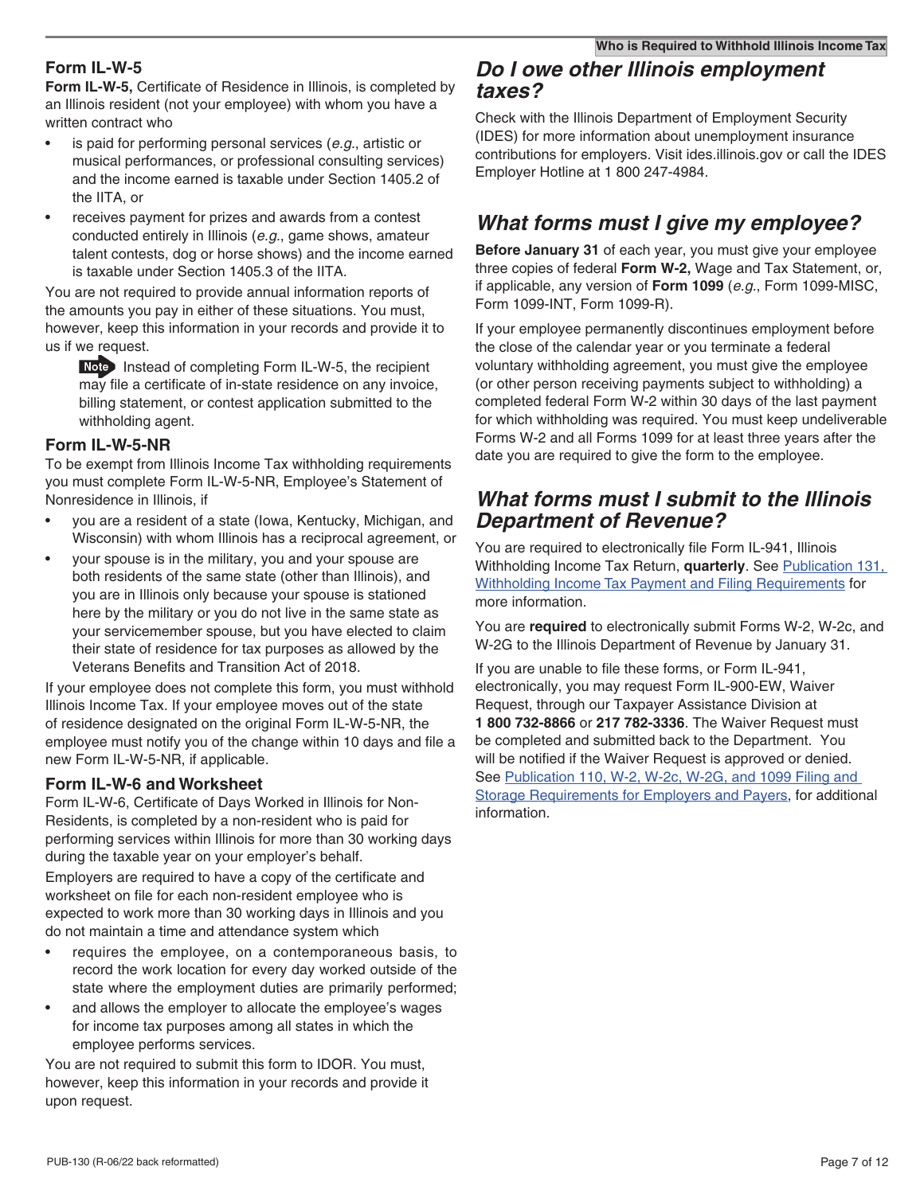### Form IL-W-5

**Form IL-W-5,** Certificate of Residence in Illinois, is completed by an Illinois resident (not your employee) with whom you have a written contract who

- is paid for performing personal services (*e.g.*, artistic or musical performances, or professional consulting services) and the income earned is taxable under Section 1405.2 of the IITA, or
- receives payment for prizes and awards from a contest conducted entirely in Illinois (*e.g.*, game shows, amateur talent contests, dog or horse shows) and the income earned is taxable under Section 1405.3 of the IITA.

You are not required to provide annual information reports of the amounts you pay in either of these situations. You must, however, keep this information in your records and provide it to us if we request.

> **Note** Instead of completing Form IL-W-5, the recipient may file a certificate of in-state residence on any invoice, billing statement, or contest application submitted to the withholding agent.

### Form IL-W-5-NR

To be exempt from Illinois Income Tax withholding requirements you must complete Form IL-W-5-NR, Employee's Statement of Nonresidence in Illinois, if

- you are a resident of a state (Iowa, Kentucky, Michigan, and Wisconsin) with whom Illinois has a reciprocal agreement, or
- your spouse is in the military, you and your spouse are both residents of the same state (other than Illinois), and you are in Illinois only because your spouse is stationed here by the military or you do not live in the same state as your servicemember spouse, but you have elected to claim their state of residence for tax purposes as allowed by the Veterans Benefits and Transition Act of 2018.

If your employee does not complete this form, you must withhold Illinois Income Tax. If your employee moves out of the state of residence designated on the original Form IL-W-5-NR, the employee must notify you of the change within 10 days and file a new Form IL-W-5-NR, if applicable.

### Form IL-W-6 and Worksheet

Form IL-W-6, Certificate of Days Worked in Illinois for Non-Residents, is completed by a non-resident who is paid for performing services within Illinois for more than 30 working days during the taxable year on your employer's behalf.

Employers are required to have a copy of the certificate and worksheet on file for each non-resident employee who is expected to work more than 30 working days in Illinois and you do not maintain a time and attendance system which

- requires the employee, on a contemporaneous basis, to record the work location for every day worked outside of the state where the employment duties are primarily performed;
- and allows the employer to allocate the employee's wages for income tax purposes among all states in which the employee performs services.

You are not required to submit this form to IDOR. You must, however, keep this information in your records and provide it upon request.

## *Do I owe other Illinois employment taxes?*

Check with the Illinois Department of Employment Security (IDES) for more information about unemployment insurance contributions for employers. Visit ides.illinois.gov or call the IDES Employer Hotline at 1 800 247-4984.

## *What forms must I give my employee?*

**Before January 31** of each year, you must give your employee three copies of federal **Form W-2,** Wage and Tax Statement, or, if applicable, any version of **Form 1099** (*e.g.*, Form 1099-MISC, Form 1099-INT, Form 1099-R).

If your employee permanently discontinues employment before the close of the calendar year or you terminate a federal voluntary withholding agreement, you must give the employee (or other person receiving payments subject to withholding) a completed federal Form W-2 within 30 days of the last payment for which withholding was required. You must keep undeliverable Forms W-2 and all Forms 1099 for at least three years after the date you are required to give the form to the employee.

## *What forms must I submit to the Illinois Department of Revenue?*

You are required to electronically file Form IL-941, Illinois Withholding Income Tax Return, **quarterly**. See Publication 131, Withholding Income Tax Payment and Filing Requirements for more information.

You are **required** to electronically submit Forms W-2, W-2c, and W-2G to the Illinois Department of Revenue by January 31.

If you are unable to file these forms, or Form IL-941, electronically, you may request Form IL-900-EW, Waiver Request, through our Taxpayer Assistance Division at **1 800 732-8866** or **217 782-3336**. The Waiver Request must be completed and submitted back to the Department. You will be notified if the Waiver Request is approved or denied. See Publication 110, W-2, W-2c, W-2G, and 1099 Filing and Storage Requirements for Employers and Payers, for additional information.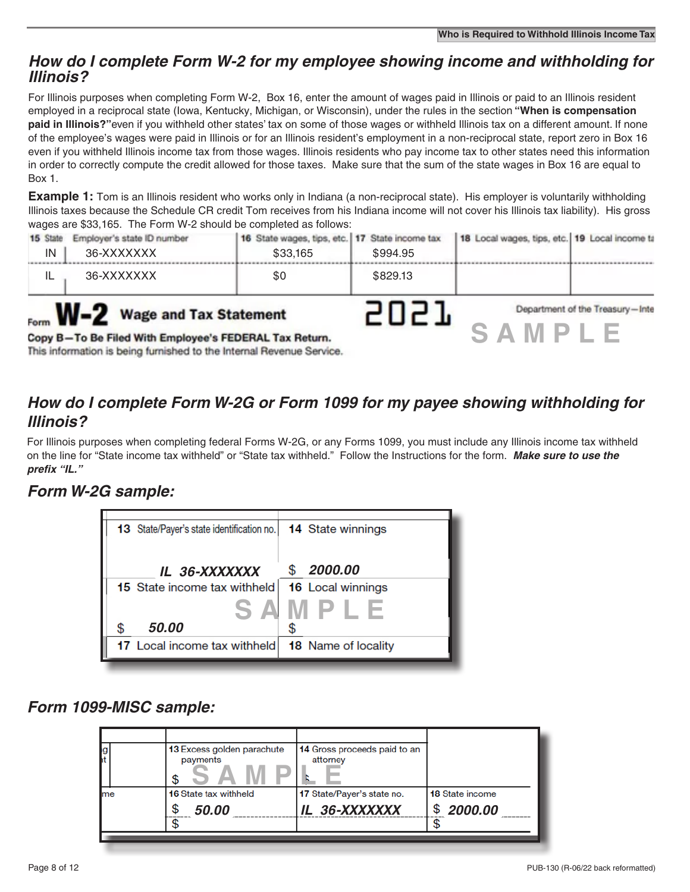## How do I complete Form W-2 for my employee showing income and withholding for Illinois?

For Illinois purposes when completing Form W-2, Box 16, enter the amount of wages paid in Illinois or paid to an Illinois resident employed in a reciprocal state (Iowa, Kentucky, Michigan, or Wisconsin), under the rules in the section **"When is compensation paid in Illinois?"** even if you withheld other states' tax on some of those wages or withheld Illinois tax on a different amount. If none of the employee's wages were paid in Illinois or for an Illinois resident's employment in a non-reciprocal state, report zero in Box 16 even if you withheld Illinois income tax from those wages. Illinois residents who pay income tax to other states need this information in order to correctly compute the credit allowed for those taxes. Make sure that the sum of the state wages in Box 16 are equal to Box 1.

**Example 1:** Tom is an Illinois resident who works only in Indiana (a non-reciprocal state). His employer is voluntarily withholding Illinois taxes because the Schedule CR credit Tom receives from his Indiana income will not cover his Illinois tax liability). His gross wages are $33,165. The Form W-2 should be completed as follows:

| 15 State | Employer's state ID number | 16 State wages, tips, etc. | 17 State income tax | 18 Local wages, tips, etc. | 19 Local income tax |
|---|---|---|---|---|---|
| IN | 36-XXXXXXX | $33,165 | $994.95 | | |
| IL | 36-XXXXXXX | $0 | $829.13 | | |

Form **W-2** Wage and Tax Statement 2021 — Department of the Treasury—Internal Revenue Service
Copy B—To Be Filed With Employee's FEDERAL Tax Return.
This information is being furnished to the Internal Revenue Service.

SAMPLE

## How do I complete Form W-2G or Form 1099 for my payee showing withholding for Illinois?

For Illinois purposes when completing federal Forms W-2G, or any Forms 1099, you must include any Illinois income tax withheld on the line for "State income tax withheld" or "State tax withheld." Follow the Instructions for the form. ***Make sure to use the prefix "IL."***

### Form W-2G sample:

| 13 State/Payer's state identification no. | 14 State winnings |
|---|---|
| IL 36-XXXXXXX | $ 2000.00 |
| **15 State income tax withheld** | **16 Local winnings** |
| $ 50.00 | $ |
| **17 Local income tax withheld** | **18 Name of locality** |

SAMPLE

### Form 1099-MISC sample:

| 13 Excess golden parachute payments | 14 Gross proceeds paid to an attorney | |
|---|---|---|
| $ | | |
| **16 State tax withheld** | **17 State/Payer's state no.** | **18 State income** |
| $ 50.00 | IL 36-XXXXXXX | $ 2000.00 |
| $ | | $ |

SAMPLE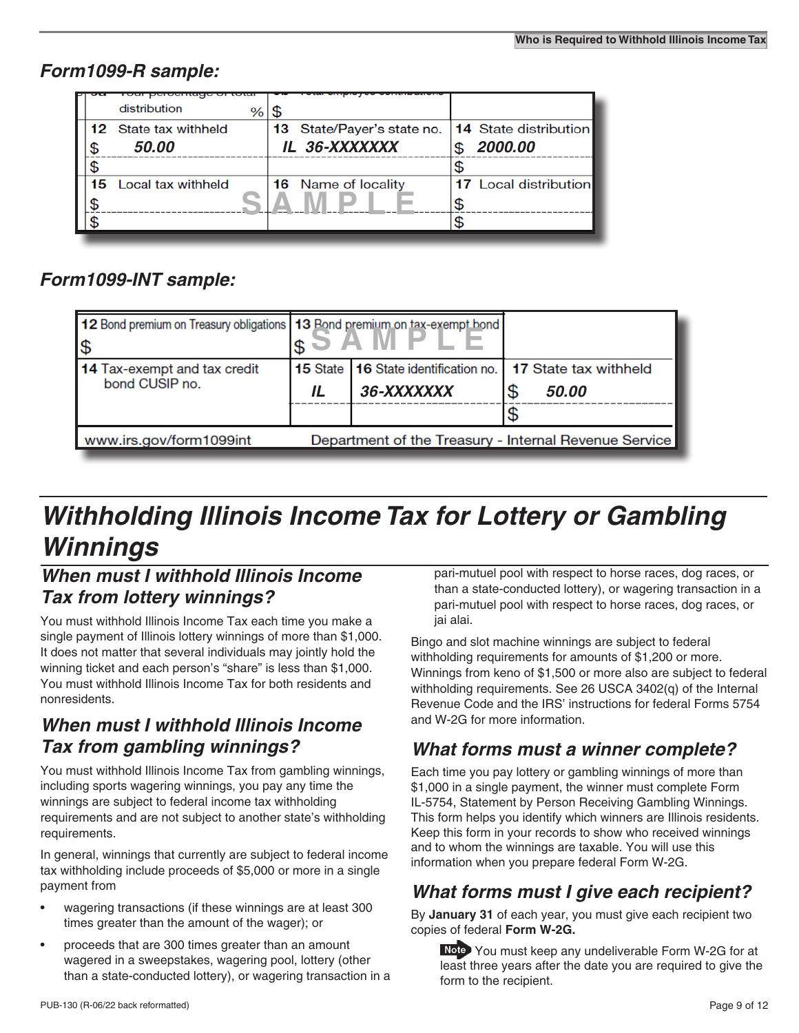### *Form1099-R sample:*

| distribution % | $ | |
|---|---|---|
| 12 State tax withheld | 13 State/Payer's state no. | 14 State distribution |
| $ 50.00 | IL 36-XXXXXXX | $ 2000.00 |
| $ | | $ |
| 15 Local tax withheld | 16 Name of locality | 17 Local distribution |
| $ | SAMPLE | $ |
| $ | | $ |

### *Form1099-INT sample:*

| 12 Bond premium on Treasury obligations | 13 Bond premium on tax-exempt bond | | |
|---|---|---|---|
| $ | $ SAMPLE | | |
| 14 Tax-exempt and tax credit bond CUSIP no. | 15 State | 16 State identification no. | 17 State tax withheld |
| | IL | 36-XXXXXXX | $ 50.00 |
| | | | $ |
| www.irs.gov/form1099int | Department of the Treasury - Internal Revenue Service | | |

# *Withholding Illinois Income Tax for Lottery or Gambling Winnings*

## *When must I withhold Illinois Income Tax from lottery winnings?*

You must withhold Illinois Income Tax each time you make a single payment of Illinois lottery winnings of more than $1,000. It does not matter that several individuals may jointly hold the winning ticket and each person's "share" is less than $1,000. You must withhold Illinois Income Tax for both residents and nonresidents.

## *When must I withhold Illinois Income Tax from gambling winnings?*

You must withhold Illinois Income Tax from gambling winnings, including sports wagering winnings, you pay any time the winnings are subject to federal income tax withholding requirements and are not subject to another state's withholding requirements.

In general, winnings that currently are subject to federal income tax withholding include proceeds of $5,000 or more in a single payment from

- wagering transactions (if these winnings are at least 300 times greater than the amount of the wager); or
- proceeds that are 300 times greater than an amount wagered in a sweepstakes, wagering pool, lottery (other than a state-conducted lottery), or wagering transaction in a pari-mutuel pool with respect to horse races, dog races, or than a state-conducted lottery), or wagering transaction in a pari-mutuel pool with respect to horse races, dog races, or jai alai.

Bingo and slot machine winnings are subject to federal withholding requirements for amounts of $1,200 or more. Winnings from keno of $1,500 or more also are subject to federal withholding requirements. See 26 USCA 3402(q) of the Internal Revenue Code and the IRS' instructions for federal Forms 5754 and W-2G for more information.

## *What forms must a winner complete?*

Each time you pay lottery or gambling winnings of more than $1,000 in a single payment, the winner must complete Form IL-5754, Statement by Person Receiving Gambling Winnings. This form helps you identify which winners are Illinois residents. Keep this form in your records to show who received winnings and to whom the winnings are taxable. You will use this information when you prepare federal Form W-2G.

## *What forms must I give each recipient?*

By **January 31** of each year, you must give each recipient two copies of federal **Form W-2G.**

> **Note** You must keep any undeliverable Form W-2G for at least three years after the date you are required to give the form to the recipient.

PUB-130 (R-06/22 back reformatted)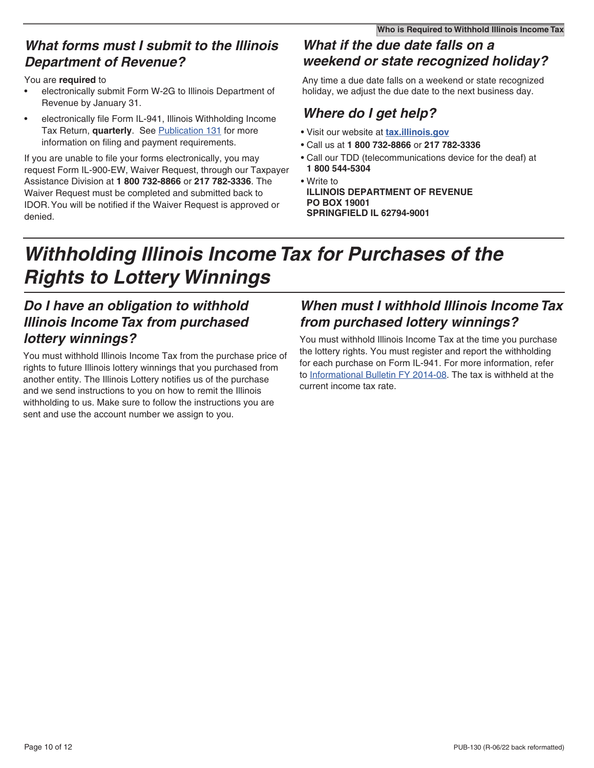### *What forms must I submit to the Illinois Department of Revenue?*

You are **required** to

- electronically submit Form W-2G to Illinois Department of Revenue by January 31.
- electronically file Form IL-941, Illinois Withholding Income Tax Return, **quarterly**. See Publication 131 for more information on filing and payment requirements.

If you are unable to file your forms electronically, you may request Form IL-900-EW, Waiver Request, through our Taxpayer Assistance Division at **1 800 732-8866** or **217 782-3336**. The Waiver Request must be completed and submitted back to IDOR. You will be notified if the Waiver Request is approved or denied.

### *What if the due date falls on a weekend or state recognized holiday?*

Any time a due date falls on a weekend or state recognized holiday, we adjust the due date to the next business day.

### *Where do I get help?*

- Visit our website at **tax.illinois.gov**
- Call us at **1 800 732-8866** or **217 782-3336**
- Call our TDD (telecommunications device for the deaf) at **1 800 544-5304**
- Write to
  **ILLINOIS DEPARTMENT OF REVENUE**
  **PO BOX 19001**
  **SPRINGFIELD IL 62794-9001**

# *Withholding Illinois Income Tax for Purchases of the Rights to Lottery Winnings*

### *Do I have an obligation to withhold Illinois Income Tax from purchased lottery winnings?*

You must withhold Illinois Income Tax from the purchase price of rights to future Illinois lottery winnings that you purchased from another entity. The Illinois Lottery notifies us of the purchase and we send instructions to you on how to remit the Illinois withholding to us. Make sure to follow the instructions you are sent and use the account number we assign to you.

### *When must I withhold Illinois Income Tax from purchased lottery winnings?*

You must withhold Illinois Income Tax at the time you purchase the lottery rights. You must register and report the withholding for each purchase on Form IL-941. For more information, refer to Informational Bulletin FY 2014-08. The tax is withheld at the current income tax rate.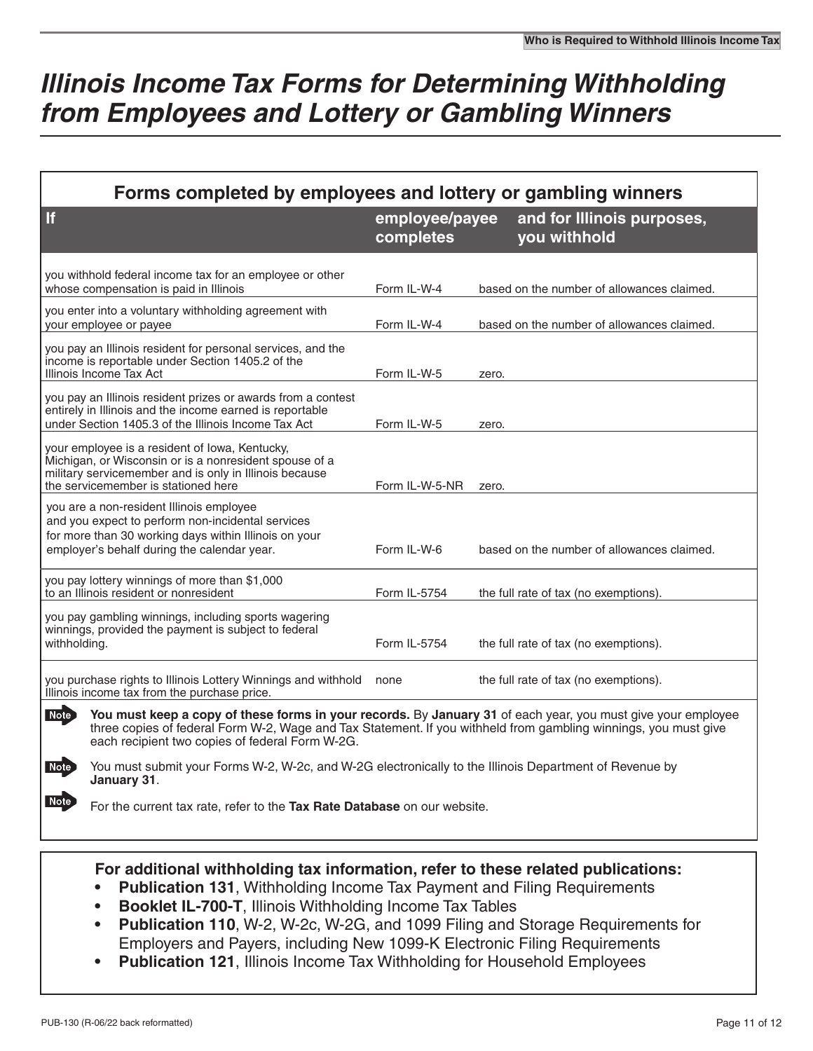# Illinois Income Tax Forms for Determining Withholding from Employees and Lottery or Gambling Winners

## Forms completed by employees and lottery or gambling winners

| If | employee/payee completes | and for Illinois purposes, you withhold |
|---|---|---|
| you withhold federal income tax for an employee or other whose compensation is paid in Illinois | Form IL-W-4 | based on the number of allowances claimed. |
| you enter into a voluntary withholding agreement with your employee or payee | Form IL-W-4 | based on the number of allowances claimed. |
| you pay an Illinois resident for personal services, and the income is reportable under Section 1405.2 of the Illinois Income Tax Act | Form IL-W-5 | zero. |
| you pay an Illinois resident prizes or awards from a contest entirely in Illinois and the income earned is reportable under Section 1405.3 of the Illinois Income Tax Act | Form IL-W-5 | zero. |
| your employee is a resident of Iowa, Kentucky, Michigan, or Wisconsin or is a nonresident spouse of a military servicemember and is only in Illinois because the servicemember is stationed here | Form IL-W-5-NR | zero. |
| you are a non-resident Illinois employee and you expect to perform non-incidental services for more than 30 working days within Illinois on your employer's behalf during the calendar year. | Form IL-W-6 | based on the number of allowances claimed. |
| you pay lottery winnings of more than $1,000 to an Illinois resident or nonresident | Form IL-5754 | the full rate of tax (no exemptions). |
| you pay gambling winnings, including sports wagering winnings, provided the payment is subject to federal withholding. | Form IL-5754 | the full rate of tax (no exemptions). |
| you purchase rights to Illinois Lottery Winnings and withhold Illinois income tax from the purchase price. | none | the full rate of tax (no exemptions). |

**Note:** **You must keep a copy of these forms in your records.** By **January 31** of each year, you must give your employee three copies of federal Form W-2, Wage and Tax Statement. If you withheld from gambling winnings, you must give each recipient two copies of federal Form W-2G.

**Note:** You must submit your Forms W-2, W-2c, and W-2G electronically to the Illinois Department of Revenue by **January 31**.

**Note:** For the current tax rate, refer to the **Tax Rate Database** on our website.

**For additional withholding tax information, refer to these related publications:**

- **Publication 131**, Withholding Income Tax Payment and Filing Requirements
- **Booklet IL-700-T**, Illinois Withholding Income Tax Tables
- **Publication 110**, W-2, W-2c, W-2G, and 1099 Filing and Storage Requirements for Employers and Payers, including New 1099-K Electronic Filing Requirements
- **Publication 121**, Illinois Income Tax Withholding for Household Employees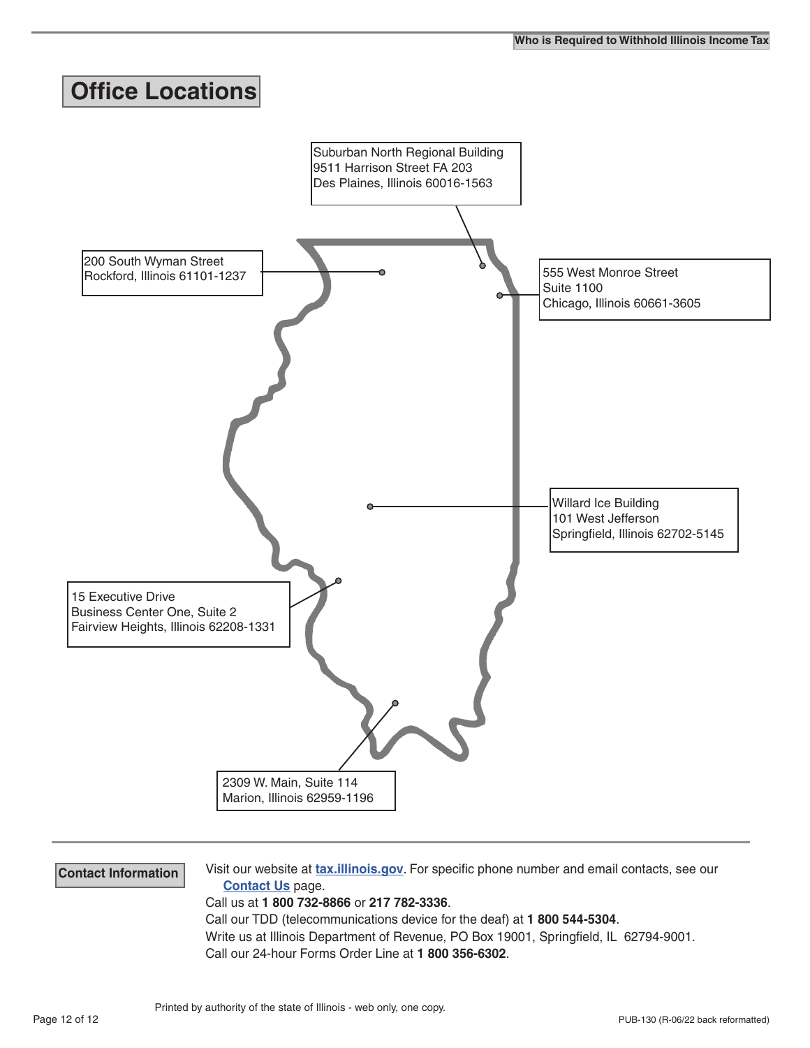# Office Locations

Suburban North Regional Building
9511 Harrison Street FA 203
Des Plaines, Illinois 60016-1563

200 South Wyman Street
Rockford, Illinois 61101-1237

555 West Monroe Street
Suite 1100
Chicago, Illinois 60661-3605

Willard Ice Building
101 West Jefferson
Springfield, Illinois 62702-5145

15 Executive Drive
Business Center One, Suite 2
Fairview Heights, Illinois 62208-1331

2309 W. Main, Suite 114
Marion, Illinois 62959-1196

**Contact Information**

Visit our website at **tax.illinois.gov**. For specific phone number and email contacts, see our **Contact Us** page.

Call us at **1 800 732-8866** or **217 782-3336**.

Call our TDD (telecommunications device for the deaf) at **1 800 544-5304**.

Write us at Illinois Department of Revenue, PO Box 19001, Springfield, IL 62794-9001.

Call our 24-hour Forms Order Line at **1 800 356-6302**.

Printed by authority of the state of Illinois - web only, one copy.